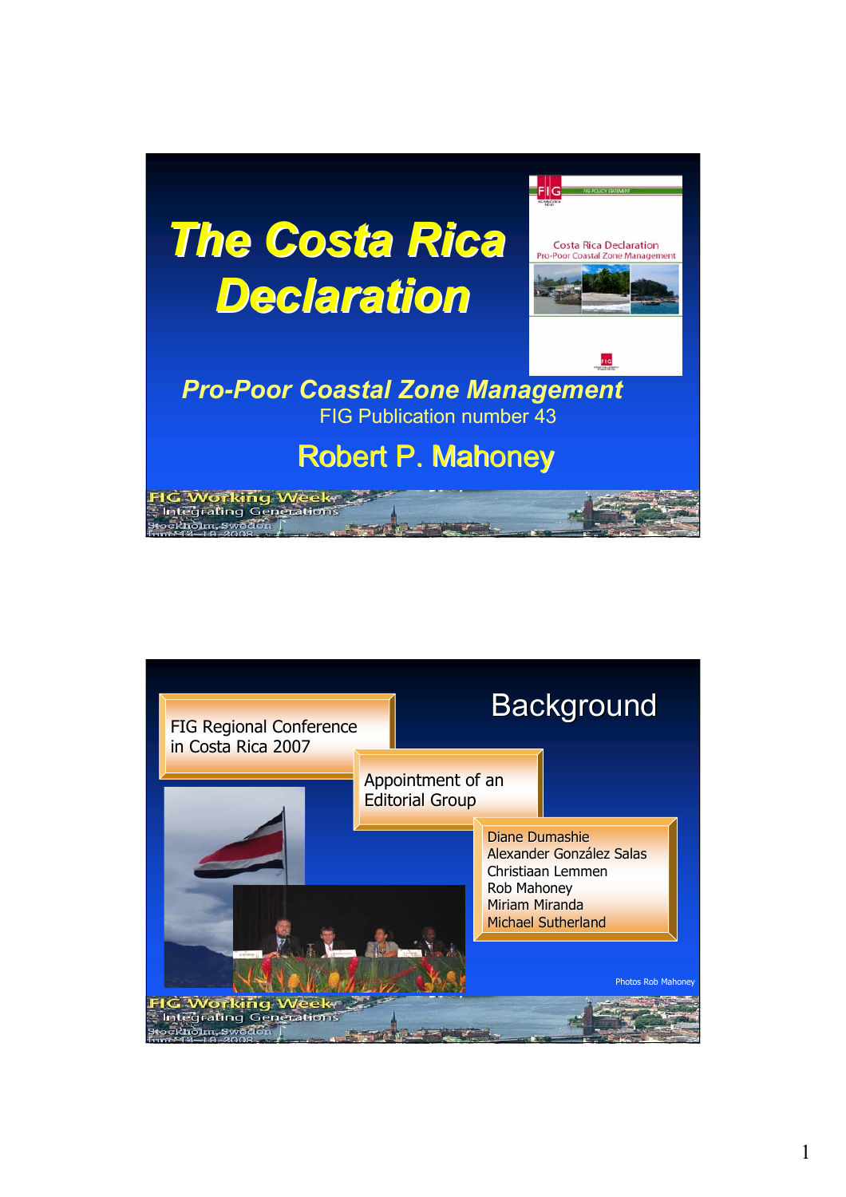# The Costa Rica Declaration

Costa Rica Declaration
Pro-Poor Coastal Zone Management

*Pro-Poor Coastal Zone Management*

FIG Publication number 43

Robert P. Mahoney

## Background

FIG Regional Conference in Costa Rica 2007

Appointment of an Editorial Group

- Diane Dumashie
- Alexander González Salas
- Christiaan Lemmen
- Rob Mahoney
- Miriam Miranda
- Michael Sutherland

Photos Rob Mahoney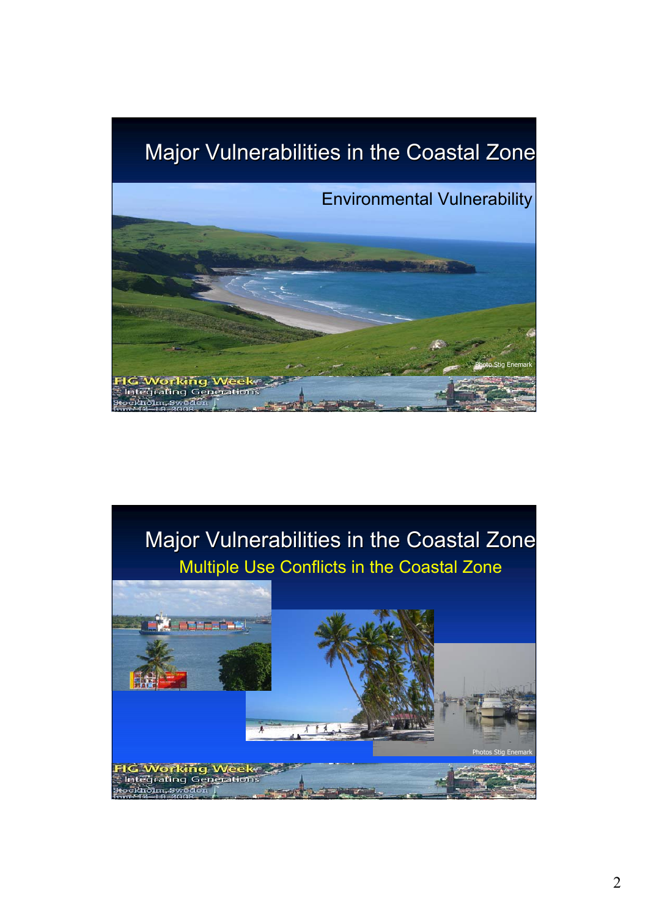# Major Vulnerabilities in the Coastal Zone

## Environmental Vulnerability

Photo Stig Enemark

# Major Vulnerabilities in the Coastal Zone

## Multiple Use Conflicts in the Coastal Zone

Photos Stig Enemark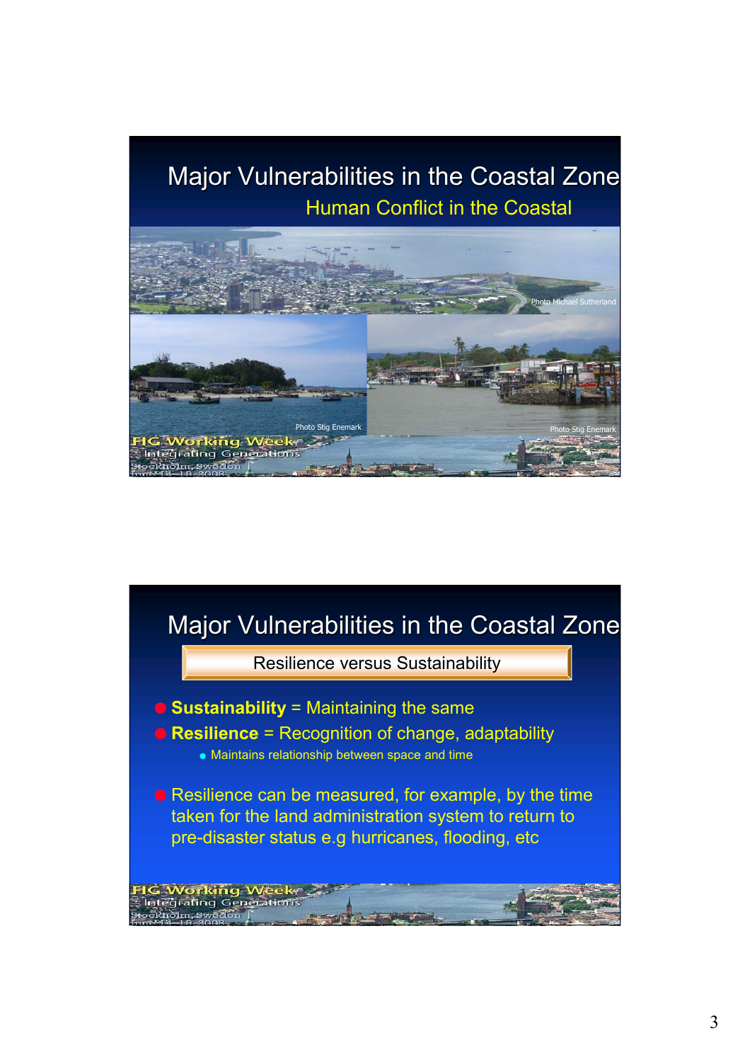## Major Vulnerabilities in the Coastal Zone

### Human Conflict in the Coastal

Photo Michael Sutherland

Photo Stig Enemark

Photo Stig Enemark

## Major Vulnerabilities in the Coastal Zone

### Resilience versus Sustainability

- **Sustainability** = Maintaining the same
- **Resilience** = Recognition of change, adaptability
  - Maintains relationship between space and time
- Resilience can be measured, for example, by the time taken for the land administration system to return to pre-disaster status e.g hurricanes, flooding, etc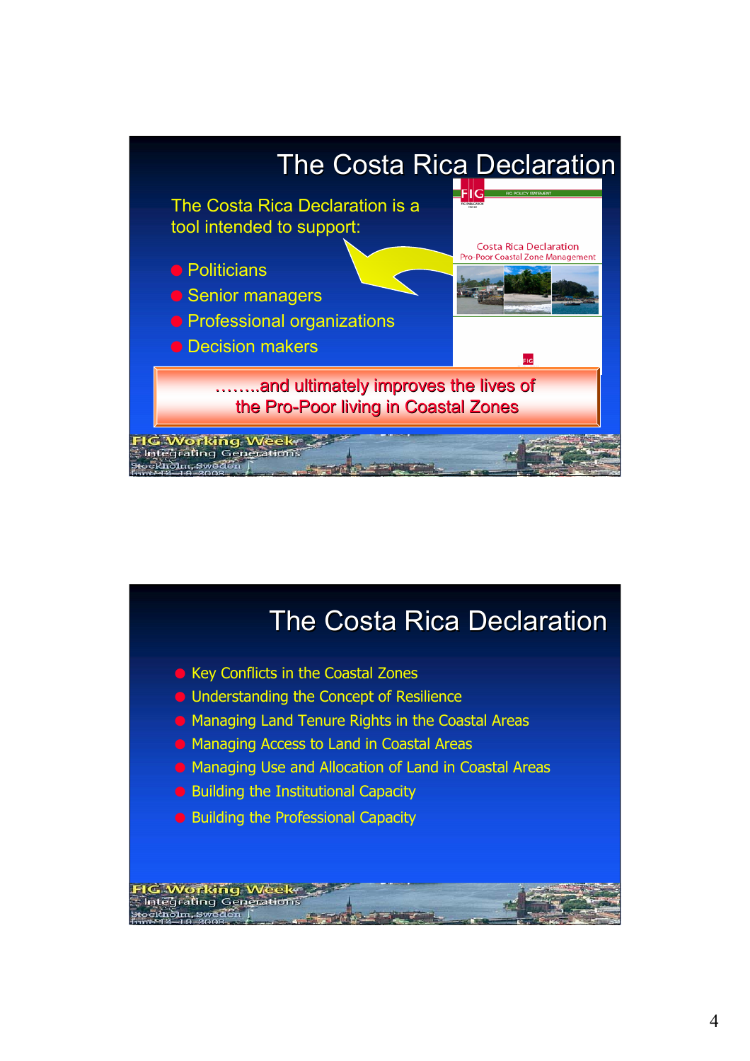# The Costa Rica Declaration

The Costa Rica Declaration is a tool intended to support:

- Politicians
- Senior managers
- Professional organizations
- Decision makers

FIG

Costa Rica Declaration
Pro-Poor Coastal Zone Management

……..and ultimately improves the lives of the Pro-Poor living in Coastal Zones

FIG Working Week
Integrating Generations
Stockholm, Sweden
June 14-19 2008

# The Costa Rica Declaration

- Key Conflicts in the Coastal Zones
- Understanding the Concept of Resilience
- Managing Land Tenure Rights in the Coastal Areas
- Managing Access to Land in Coastal Areas
- Managing Use and Allocation of Land in Coastal Areas
- Building the Institutional Capacity
- Building the Professional Capacity

FIG Working Week
Integrating Generations
Stockholm, Sweden
June 14-19 2008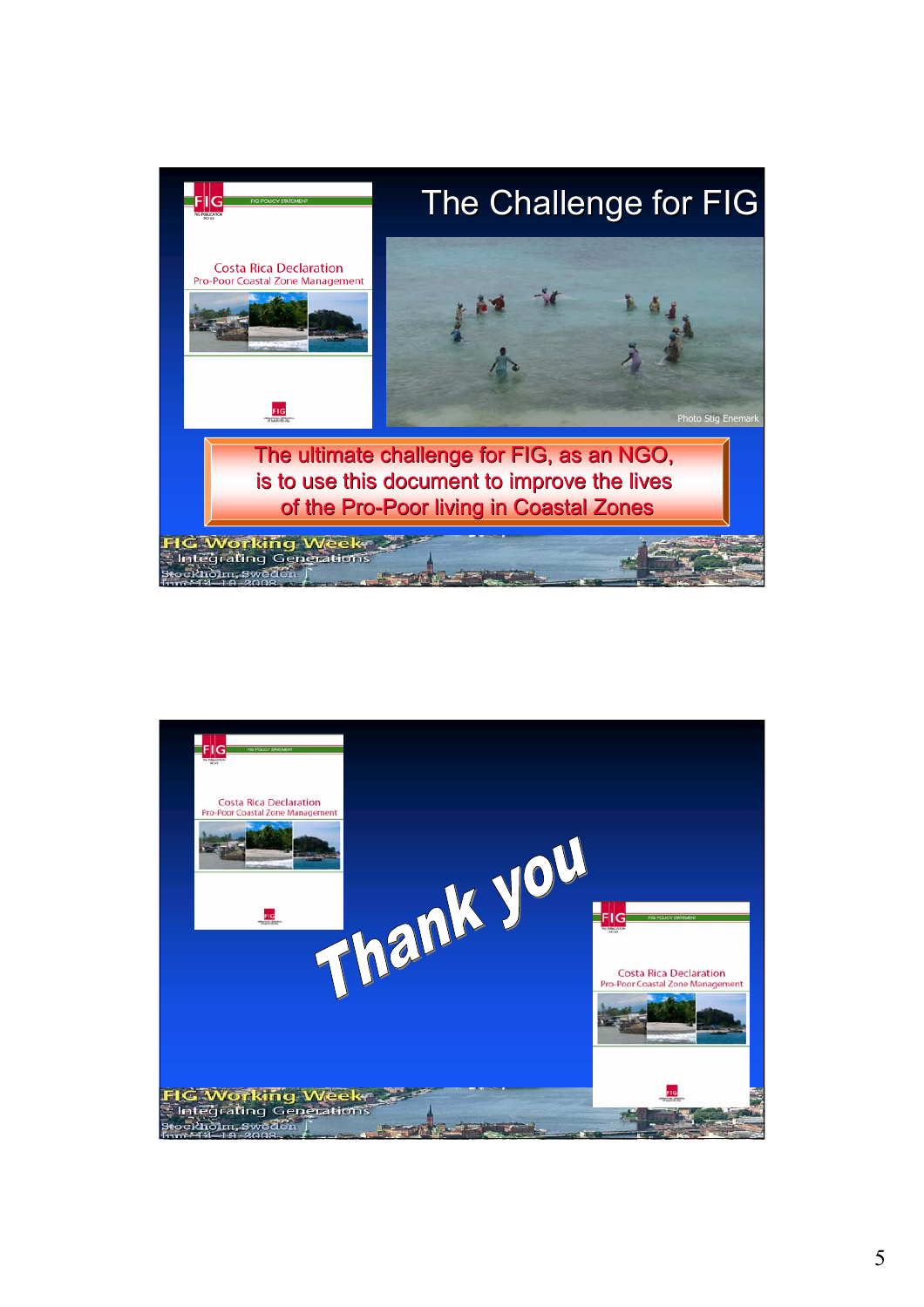## The Challenge for FIG

Costa Rica Declaration
Pro-Poor Coastal Zone Management

Photo Stig Enemark

The ultimate challenge for FIG, as an NGO, is to use this document to improve the lives of the Pro-Poor living in Coastal Zones

FIG Working Week
Integrating Generations
Stockholm, Sweden
June 14 – 19, 2008

---

Costa Rica Declaration
Pro-Poor Coastal Zone Management

Thank you

Costa Rica Declaration
Pro-Poor Coastal Zone Management

FIG Working Week
Integrating Generations
Stockholm, Sweden
June 14 – 19, 2008